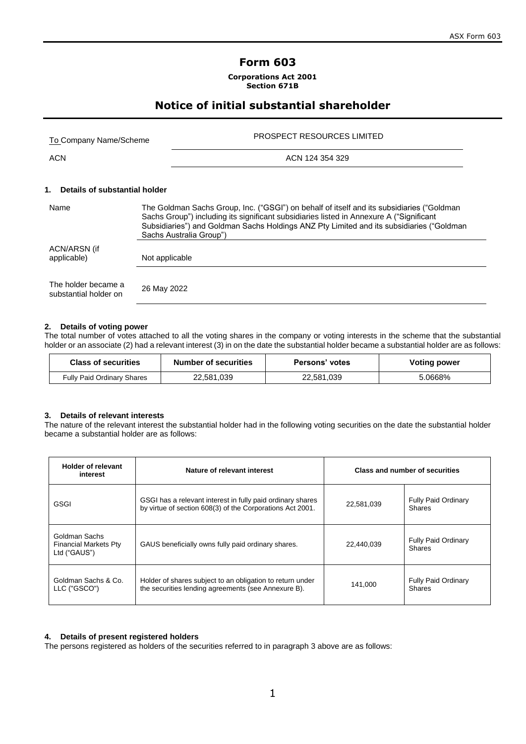# Form 603

**Corporations Act 2001**
**Section 671B**

## Notice of initial substantial shareholder

| | |
|---|---|
| To Company Name/Scheme | PROSPECT RESOURCES LIMITED |
| ACN | ACN 124 354 329 |

### 1. Details of substantial holder

| | |
|---|---|
| Name | The Goldman Sachs Group, Inc. ("GSGI") on behalf of itself and its subsidiaries ("Goldman Sachs Group") including its significant subsidiaries listed in Annexure A ("Significant Subsidiaries") and Goldman Sachs Holdings ANZ Pty Limited and its subsidiaries ("Goldman Sachs Australia Group") |
| ACN/ARSN (if applicable) | Not applicable |
| The holder became a substantial holder on | 26 May 2022 |

### 2. Details of voting power

The total number of votes attached to all the voting shares in the company or voting interests in the scheme that the substantial holder or an associate (2) had a relevant interest (3) in on the date the substantial holder became a substantial holder are as follows:

| Class of securities | Number of securities | Persons' votes | Voting power |
|---|---|---|---|
| Fully Paid Ordinary Shares | 22,581,039 | 22,581,039 | 5.0668% |

### 3. Details of relevant interests

The nature of the relevant interest the substantial holder had in the following voting securities on the date the substantial holder became a substantial holder are as follows:

| Holder of relevant interest | Nature of relevant interest | Class and number of securities | |
|---|---|---|---|
| GSGI | GSGI has a relevant interest in fully paid ordinary shares by virtue of section 608(3) of the Corporations Act 2001. | 22,581,039 | Fully Paid Ordinary Shares |
| Goldman Sachs Financial Markets Pty Ltd ("GAUS") | GAUS beneficially owns fully paid ordinary shares. | 22,440,039 | Fully Paid Ordinary Shares |
| Goldman Sachs & Co. LLC ("GSCO") | Holder of shares subject to an obligation to return under the securities lending agreements (see Annexure B). | 141,000 | Fully Paid Ordinary Shares |

### 4. Details of present registered holders

The persons registered as holders of the securities referred to in paragraph 3 above are as follows: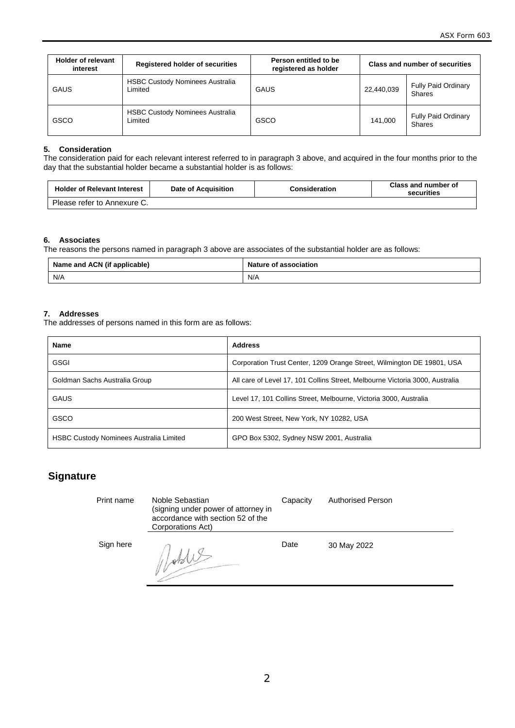| Holder of relevant interest | Registered holder of securities | Person entitled to be registered as holder | Class and number of securities | |
|---|---|---|---|---|
| GAUS | HSBC Custody Nominees Australia Limited | GAUS | 22,440,039 | Fully Paid Ordinary Shares |
| GSCO | HSBC Custody Nominees Australia Limited | GSCO | 141,000 | Fully Paid Ordinary Shares |

### 5. Consideration

The consideration paid for each relevant interest referred to in paragraph 3 above, and acquired in the four months prior to the day that the substantial holder became a substantial holder is as follows:

| Holder of Relevant Interest | Date of Acquisition | Consideration | Class and number of securities |
|---|---|---|---|
| Please refer to Annexure C. | | | |

### 6. Associates

The reasons the persons named in paragraph 3 above are associates of the substantial holder are as follows:

| Name and ACN (if applicable) | Nature of association |
|---|---|
| N/A | N/A |

### 7. Addresses

The addresses of persons named in this form are as follows:

| Name | Address |
|---|---|
| GSGI | Corporation Trust Center, 1209 Orange Street, Wilmington DE 19801, USA |
| Goldman Sachs Australia Group | All care of Level 17, 101 Collins Street, Melbourne Victoria 3000, Australia |
| GAUS | Level 17, 101 Collins Street, Melbourne, Victoria 3000, Australia |
| GSCO | 200 West Street, New York, NY 10282, USA |
| HSBC Custody Nominees Australia Limited | GPO Box 5302, Sydney NSW 2001, Australia |

## Signature

| | | | |
|---|---|---|---|
| Print name | Noble Sebastian (signing under power of attorney in accordance with section 52 of the Corporations Act) | Capacity | Authorised Person |
| Sign here | | Date | 30 May 2022 |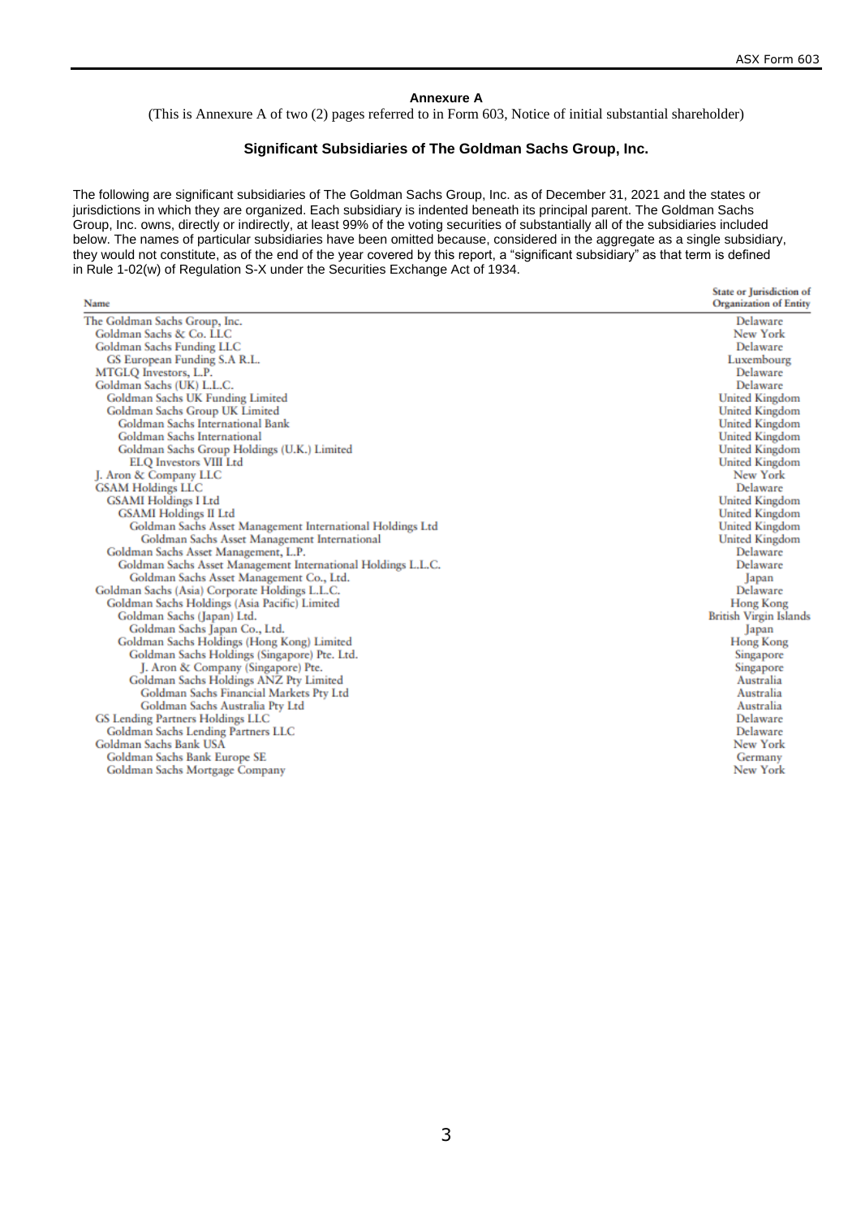## Annexure A

(This is Annexure A of two (2) pages referred to in Form 603, Notice of initial substantial shareholder)

### Significant Subsidiaries of The Goldman Sachs Group, Inc.

The following are significant subsidiaries of The Goldman Sachs Group, Inc. as of December 31, 2021 and the states or jurisdictions in which they are organized. Each subsidiary is indented beneath its principal parent. The Goldman Sachs Group, Inc. owns, directly or indirectly, at least 99% of the voting securities of substantially all of the subsidiaries included below. The names of particular subsidiaries have been omitted because, considered in the aggregate as a single subsidiary, they would not constitute, as of the end of the year covered by this report, a "significant subsidiary" as that term is defined in Rule 1-02(w) of Regulation S-X under the Securities Exchange Act of 1934.

| Name | State or Jurisdiction of Organization of Entity |
|---|---|
| The Goldman Sachs Group, Inc. | Delaware |
| Goldman Sachs & Co. LLC | New York |
| Goldman Sachs Funding LLC | Delaware |
| GS European Funding S.A R.L. | Luxembourg |
| MTGLQ Investors, L.P. | Delaware |
| Goldman Sachs (UK) L.L.C. | Delaware |
| Goldman Sachs UK Funding Limited | United Kingdom |
| Goldman Sachs Group UK Limited | United Kingdom |
| Goldman Sachs International Bank | United Kingdom |
| Goldman Sachs International | United Kingdom |
| Goldman Sachs Group Holdings (U.K.) Limited | United Kingdom |
| ELQ Investors VIII Ltd | United Kingdom |
| J. Aron & Company LLC | New York |
| GSAM Holdings LLC | Delaware |
| GSAMI Holdings I Ltd | United Kingdom |
| GSAMI Holdings II Ltd | United Kingdom |
| Goldman Sachs Asset Management International Holdings Ltd | United Kingdom |
| Goldman Sachs Asset Management International | United Kingdom |
| Goldman Sachs Asset Management, L.P. | Delaware |
| Goldman Sachs Asset Management International Holdings L.L.C. | Delaware |
| Goldman Sachs Asset Management Co., Ltd. | Japan |
| Goldman Sachs (Asia) Corporate Holdings L.L.C. | Delaware |
| Goldman Sachs Holdings (Asia Pacific) Limited | Hong Kong |
| Goldman Sachs (Japan) Ltd. | British Virgin Islands |
| Goldman Sachs Japan Co., Ltd. | Japan |
| Goldman Sachs Holdings (Hong Kong) Limited | Hong Kong |
| Goldman Sachs Holdings (Singapore) Pte. Ltd. | Singapore |
| J. Aron & Company (Singapore) Pte. | Singapore |
| Goldman Sachs Holdings ANZ Pty Limited | Australia |
| Goldman Sachs Financial Markets Pty Ltd | Australia |
| Goldman Sachs Australia Pty Ltd | Australia |
| GS Lending Partners Holdings LLC | Delaware |
| Goldman Sachs Lending Partners LLC | Delaware |
| Goldman Sachs Bank USA | New York |
| Goldman Sachs Bank Europe SE | Germany |
| Goldman Sachs Mortgage Company | New York |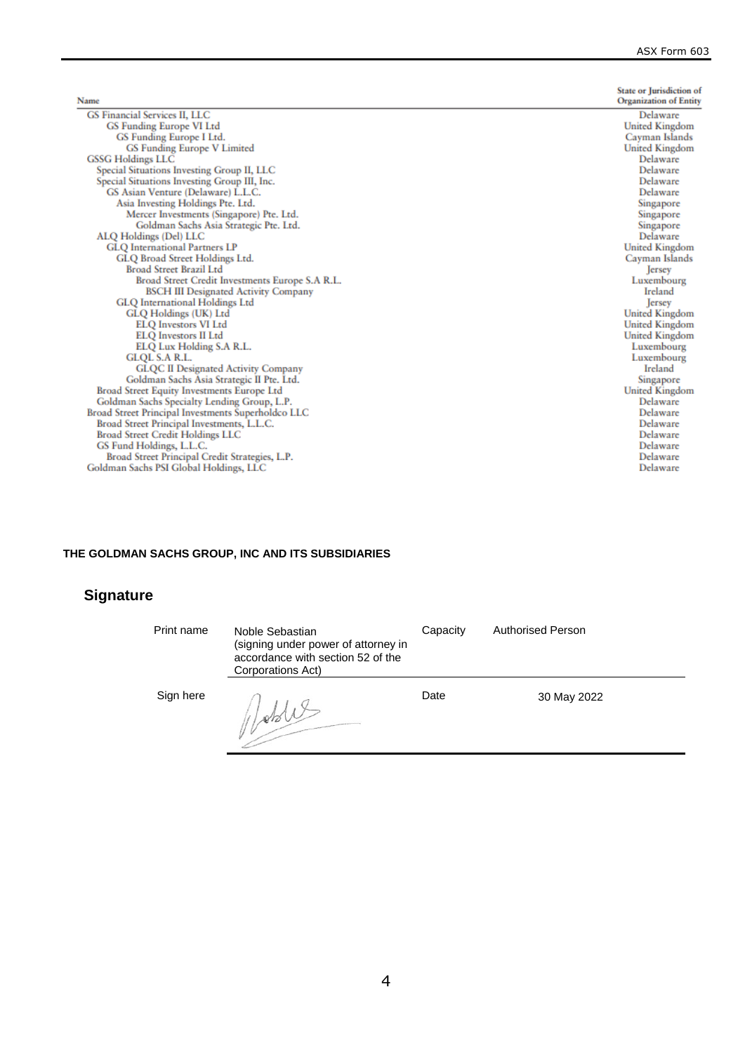| Name | State or Jurisdiction of Organization of Entity |
|---|---|
| GS Financial Services II, LLC | Delaware |
| GS Funding Europe VI Ltd | United Kingdom |
| GS Funding Europe I Ltd. | Cayman Islands |
| GS Funding Europe V Limited | United Kingdom |
| GSSG Holdings LLC | Delaware |
| Special Situations Investing Group II, LLC | Delaware |
| Special Situations Investing Group III, Inc. | Delaware |
| GS Asian Venture (Delaware) L.L.C. | Delaware |
| Asia Investing Holdings Pte. Ltd. | Singapore |
| Mercer Investments (Singapore) Pte. Ltd. | Singapore |
| Goldman Sachs Asia Strategic Pte. Ltd. | Singapore |
| ALQ Holdings (Del) LLC | Delaware |
| GLQ International Partners LP | United Kingdom |
| GLQ Broad Street Holdings Ltd. | Cayman Islands |
| Broad Street Brazil Ltd | Jersey |
| Broad Street Credit Investments Europe S.A R.L. | Luxembourg |
| BSCH III Designated Activity Company | Ireland |
| GLQ International Holdings Ltd | Jersey |
| GLQ Holdings (UK) Ltd | United Kingdom |
| ELQ Investors VI Ltd | United Kingdom |
| ELQ Investors II Ltd | United Kingdom |
| ELQ Lux Holding S.A R.L. | Luxembourg |
| GLQL S.A R.L. | Luxembourg |
| GLQC II Designated Activity Company | Ireland |
| Goldman Sachs Asia Strategic II Pte. Ltd. | Singapore |
| Broad Street Equity Investments Europe Ltd | United Kingdom |
| Goldman Sachs Specialty Lending Group, L.P. | Delaware |
| Broad Street Principal Investments Superholdco LLC | Delaware |
| Broad Street Principal Investments, L.L.C. | Delaware |
| Broad Street Credit Holdings LLC | Delaware |
| GS Fund Holdings, L.L.C. | Delaware |
| Broad Street Principal Credit Strategies, L.P. | Delaware |
| Goldman Sachs PSI Global Holdings, LLC | Delaware |

**THE GOLDMAN SACHS GROUP, INC AND ITS SUBSIDIARIES**

## Signature

| | | | |
|---|---|---|---|
| Print name | Noble Sebastian (signing under power of attorney in accordance with section 52 of the Corporations Act) | Capacity | Authorised Person |
| Sign here | | Date | 30 May 2022 |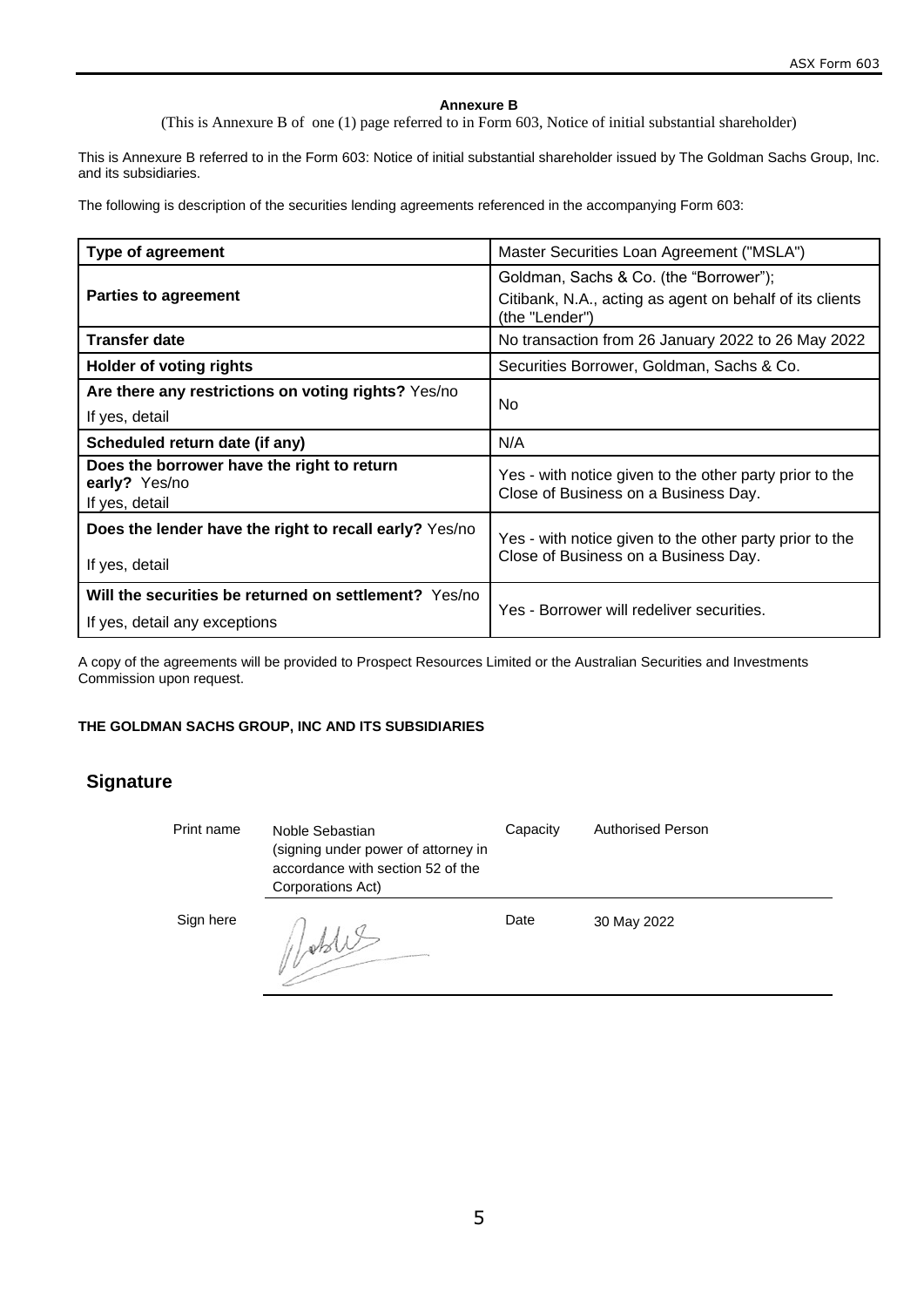**Annexure B**

(This is Annexure B of one (1) page referred to in Form 603, Notice of initial substantial shareholder)

This is Annexure B referred to in the Form 603: Notice of initial substantial shareholder issued by The Goldman Sachs Group, Inc. and its subsidiaries.

The following is description of the securities lending agreements referenced in the accompanying Form 603:

| **Type of agreement** | Master Securities Loan Agreement ("MSLA") |
|---|---|
| **Parties to agreement** | Goldman, Sachs & Co. (the "Borrower"); Citibank, N.A., acting as agent on behalf of its clients (the "Lender") |
| **Transfer date** | No transaction from 26 January 2022 to 26 May 2022 |
| **Holder of voting rights** | Securities Borrower, Goldman, Sachs & Co. |
| **Are there any restrictions on voting rights?** Yes/no<br>If yes, detail | No |
| **Scheduled return date (if any)** | N/A |
| **Does the borrower have the right to return early?** Yes/no<br>If yes, detail | Yes - with notice given to the other party prior to the Close of Business on a Business Day. |
| **Does the lender have the right to recall early?** Yes/no<br>If yes, detail | Yes - with notice given to the other party prior to the Close of Business on a Business Day. |
| **Will the securities be returned on settlement?** Yes/no<br>If yes, detail any exceptions | Yes - Borrower will redeliver securities. |

A copy of the agreements will be provided to Prospect Resources Limited or the Australian Securities and Investments Commission upon request.

**THE GOLDMAN SACHS GROUP, INC AND ITS SUBSIDIARIES**

## Signature

| | | | |
|---|---|---|---|
| Print name | Noble Sebastian (signing under power of attorney in accordance with section 52 of the Corporations Act) | Capacity | Authorised Person |
| Sign here | | Date | 30 May 2022 |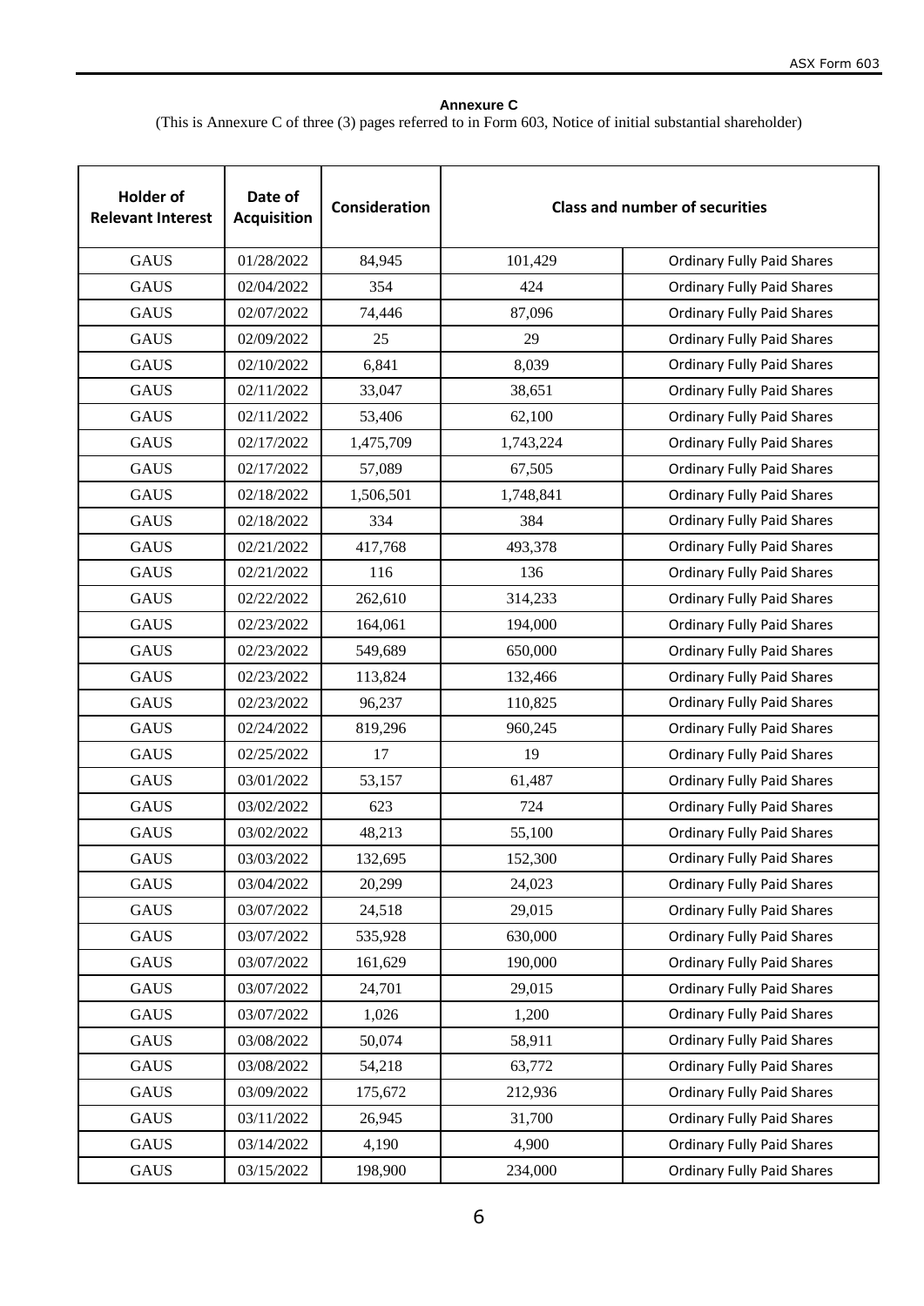**Annexure C**

(This is Annexure C of three (3) pages referred to in Form 603, Notice of initial substantial shareholder)

| Holder of Relevant Interest | Date of Acquisition | Consideration | Class and number of securities | |
|---|---|---|---|---|
| GAUS | 01/28/2022 | 84,945 | 101,429 | Ordinary Fully Paid Shares |
| GAUS | 02/04/2022 | 354 | 424 | Ordinary Fully Paid Shares |
| GAUS | 02/07/2022 | 74,446 | 87,096 | Ordinary Fully Paid Shares |
| GAUS | 02/09/2022 | 25 | 29 | Ordinary Fully Paid Shares |
| GAUS | 02/10/2022 | 6,841 | 8,039 | Ordinary Fully Paid Shares |
| GAUS | 02/11/2022 | 33,047 | 38,651 | Ordinary Fully Paid Shares |
| GAUS | 02/11/2022 | 53,406 | 62,100 | Ordinary Fully Paid Shares |
| GAUS | 02/17/2022 | 1,475,709 | 1,743,224 | Ordinary Fully Paid Shares |
| GAUS | 02/17/2022 | 57,089 | 67,505 | Ordinary Fully Paid Shares |
| GAUS | 02/18/2022 | 1,506,501 | 1,748,841 | Ordinary Fully Paid Shares |
| GAUS | 02/18/2022 | 334 | 384 | Ordinary Fully Paid Shares |
| GAUS | 02/21/2022 | 417,768 | 493,378 | Ordinary Fully Paid Shares |
| GAUS | 02/21/2022 | 116 | 136 | Ordinary Fully Paid Shares |
| GAUS | 02/22/2022 | 262,610 | 314,233 | Ordinary Fully Paid Shares |
| GAUS | 02/23/2022 | 164,061 | 194,000 | Ordinary Fully Paid Shares |
| GAUS | 02/23/2022 | 549,689 | 650,000 | Ordinary Fully Paid Shares |
| GAUS | 02/23/2022 | 113,824 | 132,466 | Ordinary Fully Paid Shares |
| GAUS | 02/23/2022 | 96,237 | 110,825 | Ordinary Fully Paid Shares |
| GAUS | 02/24/2022 | 819,296 | 960,245 | Ordinary Fully Paid Shares |
| GAUS | 02/25/2022 | 17 | 19 | Ordinary Fully Paid Shares |
| GAUS | 03/01/2022 | 53,157 | 61,487 | Ordinary Fully Paid Shares |
| GAUS | 03/02/2022 | 623 | 724 | Ordinary Fully Paid Shares |
| GAUS | 03/02/2022 | 48,213 | 55,100 | Ordinary Fully Paid Shares |
| GAUS | 03/03/2022 | 132,695 | 152,300 | Ordinary Fully Paid Shares |
| GAUS | 03/04/2022 | 20,299 | 24,023 | Ordinary Fully Paid Shares |
| GAUS | 03/07/2022 | 24,518 | 29,015 | Ordinary Fully Paid Shares |
| GAUS | 03/07/2022 | 535,928 | 630,000 | Ordinary Fully Paid Shares |
| GAUS | 03/07/2022 | 161,629 | 190,000 | Ordinary Fully Paid Shares |
| GAUS | 03/07/2022 | 24,701 | 29,015 | Ordinary Fully Paid Shares |
| GAUS | 03/07/2022 | 1,026 | 1,200 | Ordinary Fully Paid Shares |
| GAUS | 03/08/2022 | 50,074 | 58,911 | Ordinary Fully Paid Shares |
| GAUS | 03/08/2022 | 54,218 | 63,772 | Ordinary Fully Paid Shares |
| GAUS | 03/09/2022 | 175,672 | 212,936 | Ordinary Fully Paid Shares |
| GAUS | 03/11/2022 | 26,945 | 31,700 | Ordinary Fully Paid Shares |
| GAUS | 03/14/2022 | 4,190 | 4,900 | Ordinary Fully Paid Shares |
| GAUS | 03/15/2022 | 198,900 | 234,000 | Ordinary Fully Paid Shares |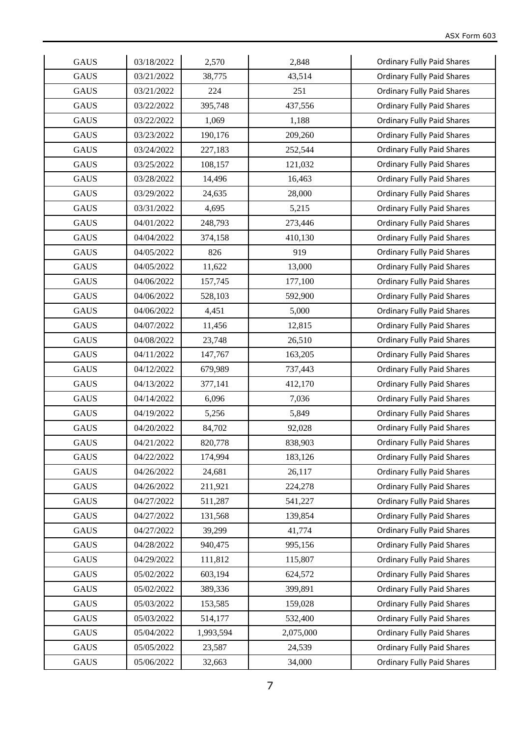| | | | | |
|---|---|---|---|---|
| GAUS | 03/18/2022 | 2,570 | 2,848 | Ordinary Fully Paid Shares |
| GAUS | 03/21/2022 | 38,775 | 43,514 | Ordinary Fully Paid Shares |
| GAUS | 03/21/2022 | 224 | 251 | Ordinary Fully Paid Shares |
| GAUS | 03/22/2022 | 395,748 | 437,556 | Ordinary Fully Paid Shares |
| GAUS | 03/22/2022 | 1,069 | 1,188 | Ordinary Fully Paid Shares |
| GAUS | 03/23/2022 | 190,176 | 209,260 | Ordinary Fully Paid Shares |
| GAUS | 03/24/2022 | 227,183 | 252,544 | Ordinary Fully Paid Shares |
| GAUS | 03/25/2022 | 108,157 | 121,032 | Ordinary Fully Paid Shares |
| GAUS | 03/28/2022 | 14,496 | 16,463 | Ordinary Fully Paid Shares |
| GAUS | 03/29/2022 | 24,635 | 28,000 | Ordinary Fully Paid Shares |
| GAUS | 03/31/2022 | 4,695 | 5,215 | Ordinary Fully Paid Shares |
| GAUS | 04/01/2022 | 248,793 | 273,446 | Ordinary Fully Paid Shares |
| GAUS | 04/04/2022 | 374,158 | 410,130 | Ordinary Fully Paid Shares |
| GAUS | 04/05/2022 | 826 | 919 | Ordinary Fully Paid Shares |
| GAUS | 04/05/2022 | 11,622 | 13,000 | Ordinary Fully Paid Shares |
| GAUS | 04/06/2022 | 157,745 | 177,100 | Ordinary Fully Paid Shares |
| GAUS | 04/06/2022 | 528,103 | 592,900 | Ordinary Fully Paid Shares |
| GAUS | 04/06/2022 | 4,451 | 5,000 | Ordinary Fully Paid Shares |
| GAUS | 04/07/2022 | 11,456 | 12,815 | Ordinary Fully Paid Shares |
| GAUS | 04/08/2022 | 23,748 | 26,510 | Ordinary Fully Paid Shares |
| GAUS | 04/11/2022 | 147,767 | 163,205 | Ordinary Fully Paid Shares |
| GAUS | 04/12/2022 | 679,989 | 737,443 | Ordinary Fully Paid Shares |
| GAUS | 04/13/2022 | 377,141 | 412,170 | Ordinary Fully Paid Shares |
| GAUS | 04/14/2022 | 6,096 | 7,036 | Ordinary Fully Paid Shares |
| GAUS | 04/19/2022 | 5,256 | 5,849 | Ordinary Fully Paid Shares |
| GAUS | 04/20/2022 | 84,702 | 92,028 | Ordinary Fully Paid Shares |
| GAUS | 04/21/2022 | 820,778 | 838,903 | Ordinary Fully Paid Shares |
| GAUS | 04/22/2022 | 174,994 | 183,126 | Ordinary Fully Paid Shares |
| GAUS | 04/26/2022 | 24,681 | 26,117 | Ordinary Fully Paid Shares |
| GAUS | 04/26/2022 | 211,921 | 224,278 | Ordinary Fully Paid Shares |
| GAUS | 04/27/2022 | 511,287 | 541,227 | Ordinary Fully Paid Shares |
| GAUS | 04/27/2022 | 131,568 | 139,854 | Ordinary Fully Paid Shares |
| GAUS | 04/27/2022 | 39,299 | 41,774 | Ordinary Fully Paid Shares |
| GAUS | 04/28/2022 | 940,475 | 995,156 | Ordinary Fully Paid Shares |
| GAUS | 04/29/2022 | 111,812 | 115,807 | Ordinary Fully Paid Shares |
| GAUS | 05/02/2022 | 603,194 | 624,572 | Ordinary Fully Paid Shares |
| GAUS | 05/02/2022 | 389,336 | 399,891 | Ordinary Fully Paid Shares |
| GAUS | 05/03/2022 | 153,585 | 159,028 | Ordinary Fully Paid Shares |
| GAUS | 05/03/2022 | 514,177 | 532,400 | Ordinary Fully Paid Shares |
| GAUS | 05/04/2022 | 1,993,594 | 2,075,000 | Ordinary Fully Paid Shares |
| GAUS | 05/05/2022 | 23,587 | 24,539 | Ordinary Fully Paid Shares |
| GAUS | 05/06/2022 | 32,663 | 34,000 | Ordinary Fully Paid Shares |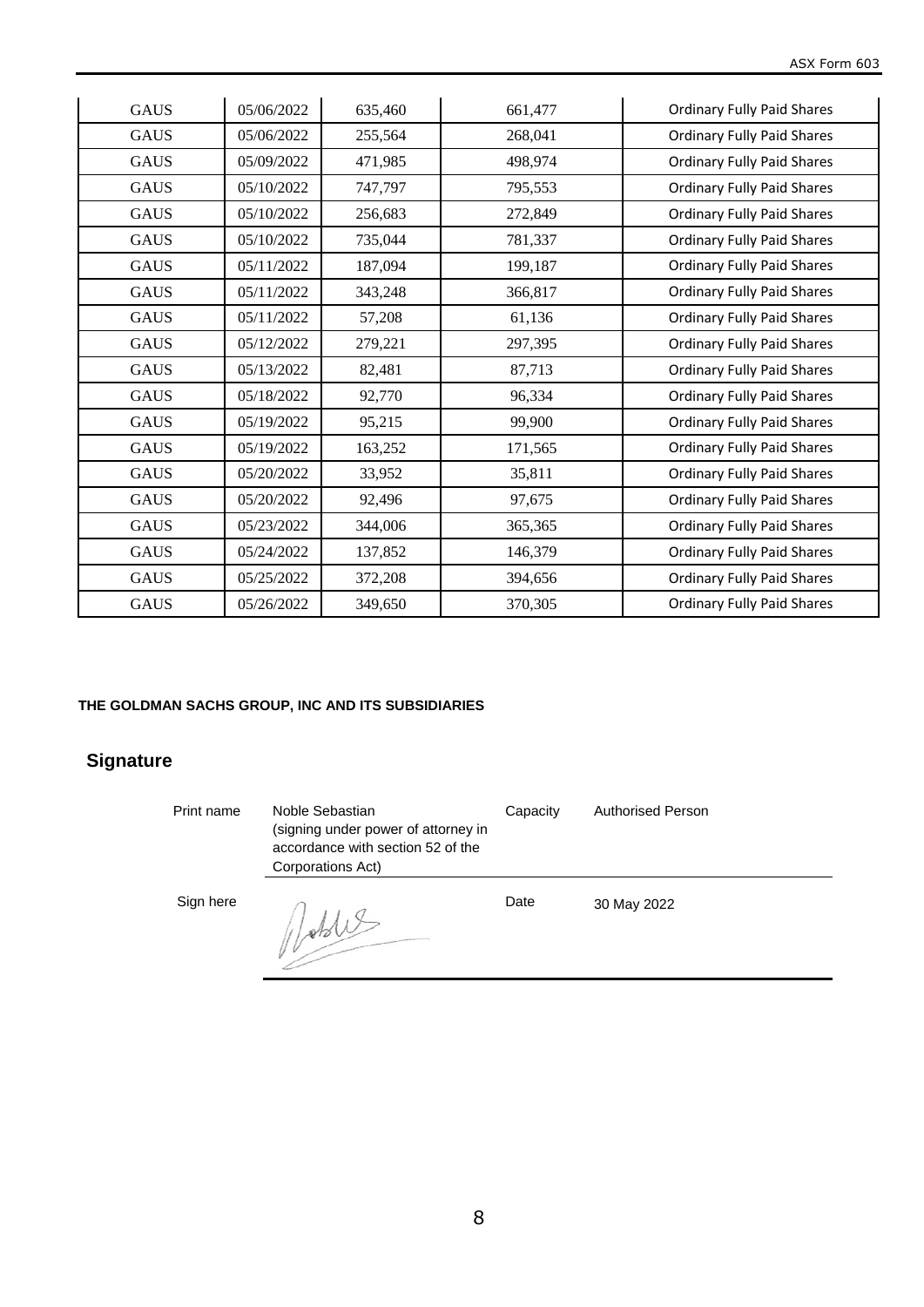| | | | | |
|---|---|---|---|---|
| GAUS | 05/06/2022 | 635,460 | 661,477 | Ordinary Fully Paid Shares |
| GAUS | 05/06/2022 | 255,564 | 268,041 | Ordinary Fully Paid Shares |
| GAUS | 05/09/2022 | 471,985 | 498,974 | Ordinary Fully Paid Shares |
| GAUS | 05/10/2022 | 747,797 | 795,553 | Ordinary Fully Paid Shares |
| GAUS | 05/10/2022 | 256,683 | 272,849 | Ordinary Fully Paid Shares |
| GAUS | 05/10/2022 | 735,044 | 781,337 | Ordinary Fully Paid Shares |
| GAUS | 05/11/2022 | 187,094 | 199,187 | Ordinary Fully Paid Shares |
| GAUS | 05/11/2022 | 343,248 | 366,817 | Ordinary Fully Paid Shares |
| GAUS | 05/11/2022 | 57,208 | 61,136 | Ordinary Fully Paid Shares |
| GAUS | 05/12/2022 | 279,221 | 297,395 | Ordinary Fully Paid Shares |
| GAUS | 05/13/2022 | 82,481 | 87,713 | Ordinary Fully Paid Shares |
| GAUS | 05/18/2022 | 92,770 | 96,334 | Ordinary Fully Paid Shares |
| GAUS | 05/19/2022 | 95,215 | 99,900 | Ordinary Fully Paid Shares |
| GAUS | 05/19/2022 | 163,252 | 171,565 | Ordinary Fully Paid Shares |
| GAUS | 05/20/2022 | 33,952 | 35,811 | Ordinary Fully Paid Shares |
| GAUS | 05/20/2022 | 92,496 | 97,675 | Ordinary Fully Paid Shares |
| GAUS | 05/23/2022 | 344,006 | 365,365 | Ordinary Fully Paid Shares |
| GAUS | 05/24/2022 | 137,852 | 146,379 | Ordinary Fully Paid Shares |
| GAUS | 05/25/2022 | 372,208 | 394,656 | Ordinary Fully Paid Shares |
| GAUS | 05/26/2022 | 349,650 | 370,305 | Ordinary Fully Paid Shares |

**THE GOLDMAN SACHS GROUP, INC AND ITS SUBSIDIARIES**

## Signature

| | | | |
|---|---|---|---|
| Print name | Noble Sebastian (signing under power of attorney in accordance with section 52 of the Corporations Act) | Capacity | Authorised Person |
| Sign here | | Date | 30 May 2022 |